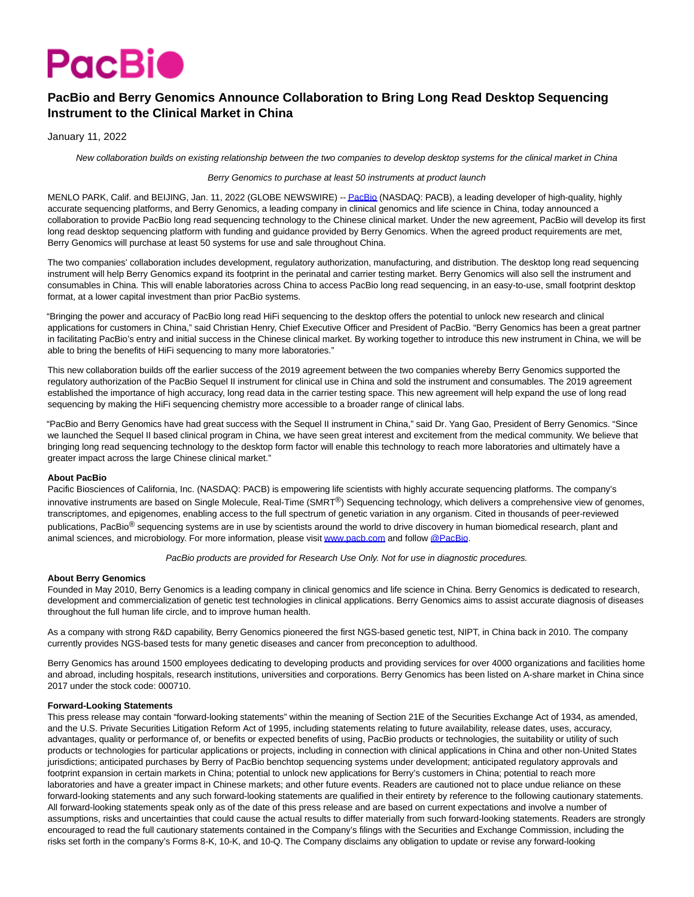# PacBio and Berry Genomics Announce Collaboration to Bring Long Read Desktop Sequencing Instrument to the Clinical Market in China

January 11, 2022

*New collaboration builds on existing relationship between the two companies to develop desktop systems for the clinical market in China*

*Berry Genomics to purchase at least 50 instruments at product launch*

MENLO PARK, Calif. and BEIJING, Jan. 11, 2022 (GLOBE NEWSWIRE) -- PacBio (NASDAQ: PACB), a leading developer of high-quality, highly accurate sequencing platforms, and Berry Genomics, a leading company in clinical genomics and life science in China, today announced a collaboration to provide PacBio long read sequencing technology to the Chinese clinical market. Under the new agreement, PacBio will develop its first long read desktop sequencing platform with funding and guidance provided by Berry Genomics. When the agreed product requirements are met, Berry Genomics will purchase at least 50 systems for use and sale throughout China.

The two companies' collaboration includes development, regulatory authorization, manufacturing, and distribution. The desktop long read sequencing instrument will help Berry Genomics expand its footprint in the perinatal and carrier testing market. Berry Genomics will also sell the instrument and consumables in China. This will enable laboratories across China to access PacBio long read sequencing, in an easy-to-use, small footprint desktop format, at a lower capital investment than prior PacBio systems.

"Bringing the power and accuracy of PacBio long read HiFi sequencing to the desktop offers the potential to unlock new research and clinical applications for customers in China," said Christian Henry, Chief Executive Officer and President of PacBio. "Berry Genomics has been a great partner in facilitating PacBio's entry and initial success in the Chinese clinical market. By working together to introduce this new instrument in China, we will be able to bring the benefits of HiFi sequencing to many more laboratories."

This new collaboration builds off the earlier success of the 2019 agreement between the two companies whereby Berry Genomics supported the regulatory authorization of the PacBio Sequel II instrument for clinical use in China and sold the instrument and consumables. The 2019 agreement established the importance of high accuracy, long read data in the carrier testing space. This new agreement will help expand the use of long read sequencing by making the HiFi sequencing chemistry more accessible to a broader range of clinical labs.

"PacBio and Berry Genomics have had great success with the Sequel II instrument in China," said Dr. Yang Gao, President of Berry Genomics. "Since we launched the Sequel II based clinical program in China, we have seen great interest and excitement from the medical community. We believe that bringing long read sequencing technology to the desktop form factor will enable this technology to reach more laboratories and ultimately have a greater impact across the large Chinese clinical market."

**About PacBio**
Pacific Biosciences of California, Inc. (NASDAQ: PACB) is empowering life scientists with highly accurate sequencing platforms. The company's innovative instruments are based on Single Molecule, Real-Time (SMRT®) Sequencing technology, which delivers a comprehensive view of genomes, transcriptomes, and epigenomes, enabling access to the full spectrum of genetic variation in any organism. Cited in thousands of peer-reviewed publications, PacBio® sequencing systems are in use by scientists around the world to drive discovery in human biomedical research, plant and animal sciences, and microbiology. For more information, please visit www.pacb.com and follow @PacBio.

*PacBio products are provided for Research Use Only. Not for use in diagnostic procedures.*

**About Berry Genomics**
Founded in May 2010, Berry Genomics is a leading company in clinical genomics and life science in China. Berry Genomics is dedicated to research, development and commercialization of genetic test technologies in clinical applications. Berry Genomics aims to assist accurate diagnosis of diseases throughout the full human life circle, and to improve human health.

As a company with strong R&D capability, Berry Genomics pioneered the first NGS-based genetic test, NIPT, in China back in 2010. The company currently provides NGS-based tests for many genetic diseases and cancer from preconception to adulthood.

Berry Genomics has around 1500 employees dedicating to developing products and providing services for over 4000 organizations and facilities home and abroad, including hospitals, research institutions, universities and corporations. Berry Genomics has been listed on A-share market in China since 2017 under the stock code: 000710.

**Forward-Looking Statements**
This press release may contain "forward-looking statements" within the meaning of Section 21E of the Securities Exchange Act of 1934, as amended, and the U.S. Private Securities Litigation Reform Act of 1995, including statements relating to future availability, release dates, uses, accuracy, advantages, quality or performance of, or benefits or expected benefits of using, PacBio products or technologies, the suitability or utility of such products or technologies for particular applications or projects, including in connection with clinical applications in China and other non-United States jurisdictions; anticipated purchases by Berry of PacBio benchtop sequencing systems under development; anticipated regulatory approvals and footprint expansion in certain markets in China; potential to unlock new applications for Berry's customers in China; potential to reach more laboratories and have a greater impact in Chinese markets; and other future events. Readers are cautioned not to place undue reliance on these forward-looking statements and any such forward-looking statements are qualified in their entirety by reference to the following cautionary statements. All forward-looking statements speak only as of the date of this press release and are based on current expectations and involve a number of assumptions, risks and uncertainties that could cause the actual results to differ materially from such forward-looking statements. Readers are strongly encouraged to read the full cautionary statements contained in the Company's filings with the Securities and Exchange Commission, including the risks set forth in the company's Forms 8-K, 10-K, and 10-Q. The Company disclaims any obligation to update or revise any forward-looking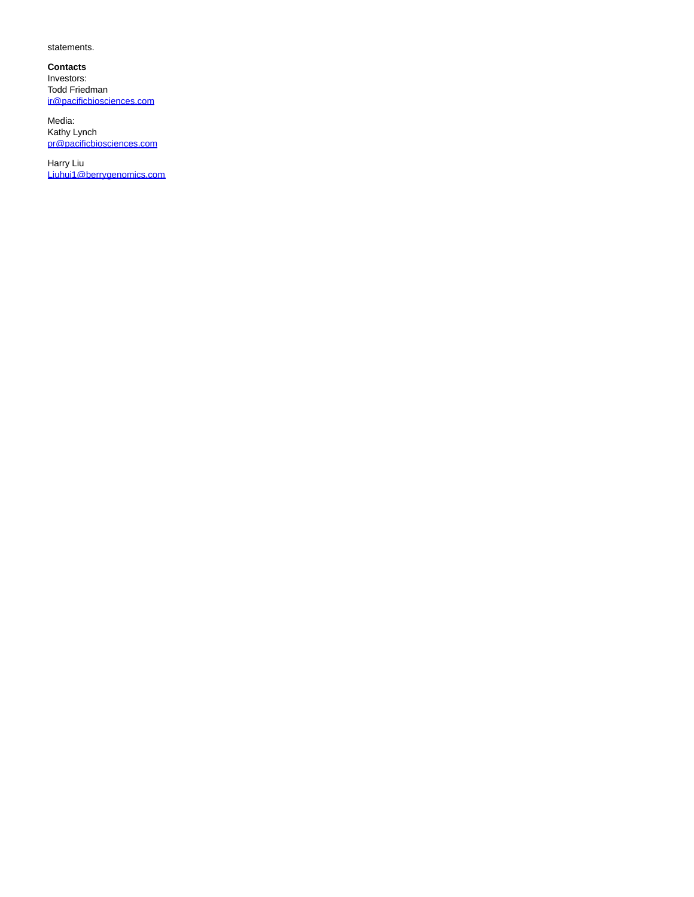statements.

**Contacts**
Investors:
Todd Friedman
ir@pacificbiosciences.com

Media:
Kathy Lynch
pr@pacificbiosciences.com

Harry Liu
Liuhui1@berrygenomics.com